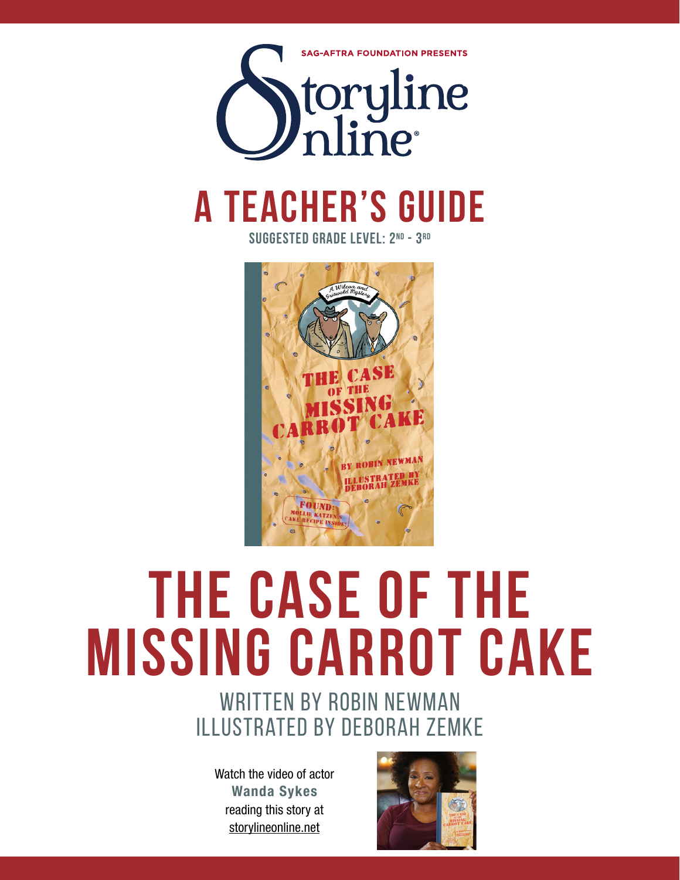SAG-AFTRA FOUNDATION PRESENTS

Storyline Online®

# A TEACHER'S GUIDE

SUGGESTED GRADE LEVEL: 2ND - 3RD

# THE CASE OF THE MISSING CARROT CAKE

WRITTEN BY ROBIN NEWMAN
ILLUSTRATED BY DEBORAH ZEMKE

Watch the video of actor **Wanda Sykes** reading this story at storylineonline.net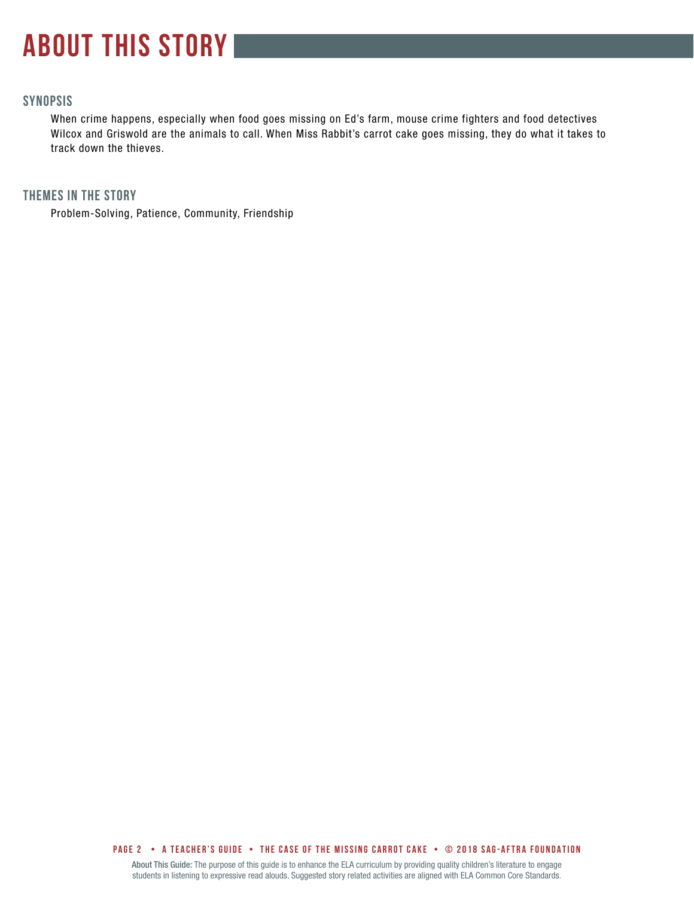# ABOUT THIS STORY

## SYNOPSIS

When crime happens, especially when food goes missing on Ed's farm, mouse crime fighters and food detectives Wilcox and Griswold are the animals to call. When Miss Rabbit's carrot cake goes missing, they do what it takes to track down the thieves.

## THEMES IN THE STORY

Problem-Solving, Patience, Community, Friendship

About This Guide: The purpose of this guide is to enhance the ELA curriculum by providing quality children's literature to engage students in listening to expressive read alouds. Suggested story related activities are aligned with ELA Common Core Standards.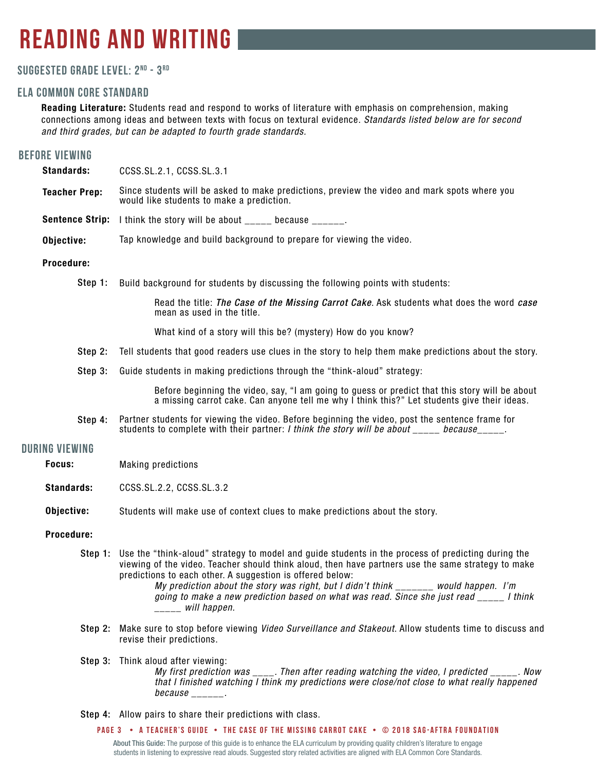# READING AND WRITING

### SUGGESTED GRADE LEVEL: 2ND - 3RD

### ELA COMMON CORE STANDARD

**Reading Literature:** Students read and respond to works of literature with emphasis on comprehension, making connections among ideas and between texts with focus on textural evidence. *Standards listed below are for second and third grades, but can be adapted to fourth grade standards.*

## BEFORE VIEWING

**Standards:** CCSS.SL.2.1, CCSS.SL.3.1

**Teacher Prep:** Since students will be asked to make predictions, preview the video and mark spots where you would like students to make a prediction.

**Sentence Strip:** I think the story will be about _____ because ______.

**Objective:** Tap knowledge and build background to prepare for viewing the video.

**Procedure:**

**Step 1:** Build background for students by discussing the following points with students:

Read the title: ***The Case of the Missing Carrot Cake***. Ask students what does the word *case* mean as used in the title.

What kind of a story will this be? (mystery) How do you know?

**Step 2:** Tell students that good readers use clues in the story to help them make predictions about the story.

**Step 3:** Guide students in making predictions through the "think-aloud" strategy:

Before beginning the video, say, "I am going to guess or predict that this story will be about a missing carrot cake. Can anyone tell me why I think this?" Let students give their ideas.

**Step 4:** Partner students for viewing the video. Before beginning the video, post the sentence frame for students to complete with their partner: *I think the story will be about _____ because_____*.

## DURING VIEWING

**Focus:** Making predictions

**Standards:** CCSS.SL.2.2, CCSS.SL.3.2

**Objective:** Students will make use of context clues to make predictions about the story.

**Procedure:**

**Step 1:** Use the "think-aloud" strategy to model and guide students in the process of predicting during the viewing of the video. Teacher should think aloud, then have partners use the same strategy to make predictions to each other. A suggestion is offered below:

*My prediction about the story was right, but I didn't think _______ would happen. I'm going to make a new prediction based on what was read. Since she just read _____ I think _____ will happen.*

**Step 2:** Make sure to stop before viewing *Video Surveillance and Stakeout*. Allow students time to discuss and revise their predictions.

**Step 3:** Think aloud after viewing:

*My first prediction was ____. Then after reading watching the video, I predicted _____. Now that I finished watching I think my predictions were close/not close to what really happened because ______.*

**Step 4:** Allow pairs to share their predictions with class.

About This Guide: The purpose of this guide is to enhance the ELA curriculum by providing quality children's literature to engage students in listening to expressive read alouds. Suggested story related activities are aligned with ELA Common Core Standards.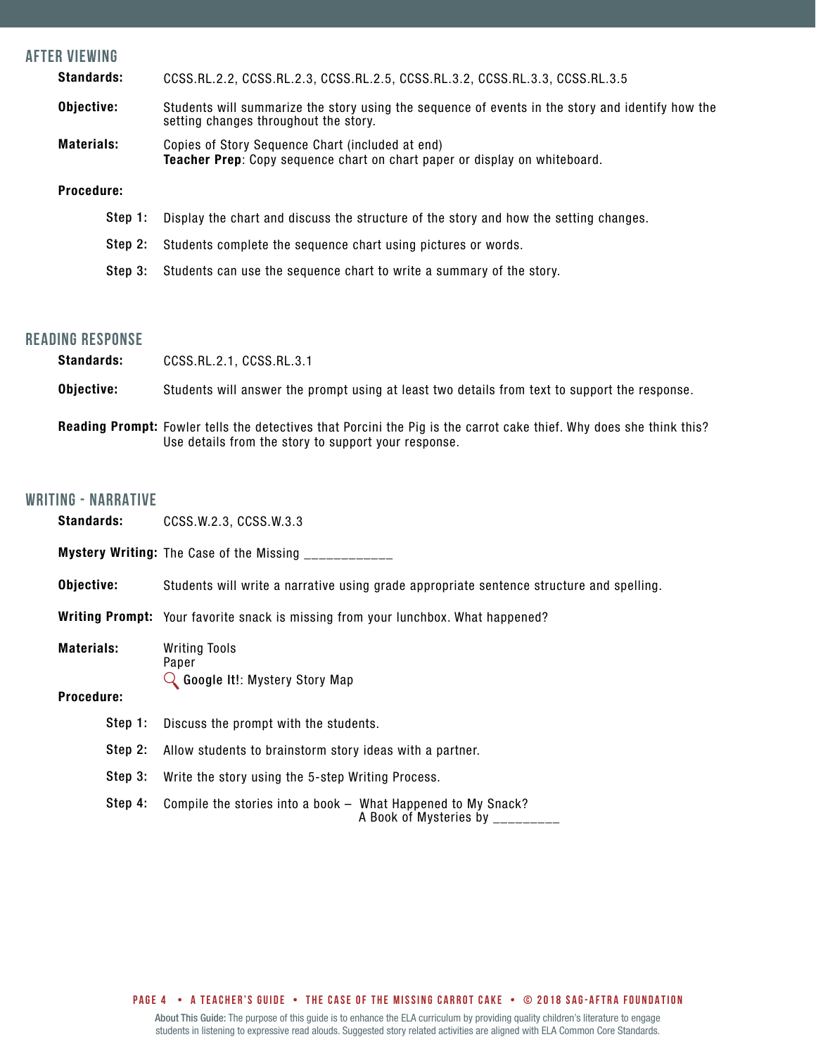## AFTER VIEWING

**Standards:** CCSS.RL.2.2, CCSS.RL.2.3, CCSS.RL.2.5, CCSS.RL.3.2, CCSS.RL.3.3, CCSS.RL.3.5

**Objective:** Students will summarize the story using the sequence of events in the story and identify how the setting changes throughout the story.

**Materials:** Copies of Story Sequence Chart (included at end)
**Teacher Prep**: Copy sequence chart on chart paper or display on whiteboard.

**Procedure:**

**Step 1:** Display the chart and discuss the structure of the story and how the setting changes.

**Step 2:** Students complete the sequence chart using pictures or words.

**Step 3:** Students can use the sequence chart to write a summary of the story.

## READING RESPONSE

**Standards:** CCSS.RL.2.1, CCSS.RL.3.1

**Objective:** Students will answer the prompt using at least two details from text to support the response.

**Reading Prompt:** Fowler tells the detectives that Porcini the Pig is the carrot cake thief. Why does she think this? Use details from the story to support your response.

## WRITING - NARRATIVE

**Standards:** CCSS.W.2.3, CCSS.W.3.3

**Mystery Writing:** The Case of the Missing ____________

**Objective:** Students will write a narrative using grade appropriate sentence structure and spelling.

**Writing Prompt:** Your favorite snack is missing from your lunchbox. What happened?

**Materials:** Writing Tools
Paper
**Google It!**: Mystery Story Map

**Procedure:**

**Step 1:** Discuss the prompt with the students.

**Step 2:** Allow students to brainstorm story ideas with a partner.

**Step 3:** Write the story using the 5-step Writing Process.

**Step 4:** Compile the stories into a book – What Happened to My Snack?
A Book of Mysteries by _________

About This Guide: The purpose of this guide is to enhance the ELA curriculum by providing quality children's literature to engage students in listening to expressive read alouds. Suggested story related activities are aligned with ELA Common Core Standards.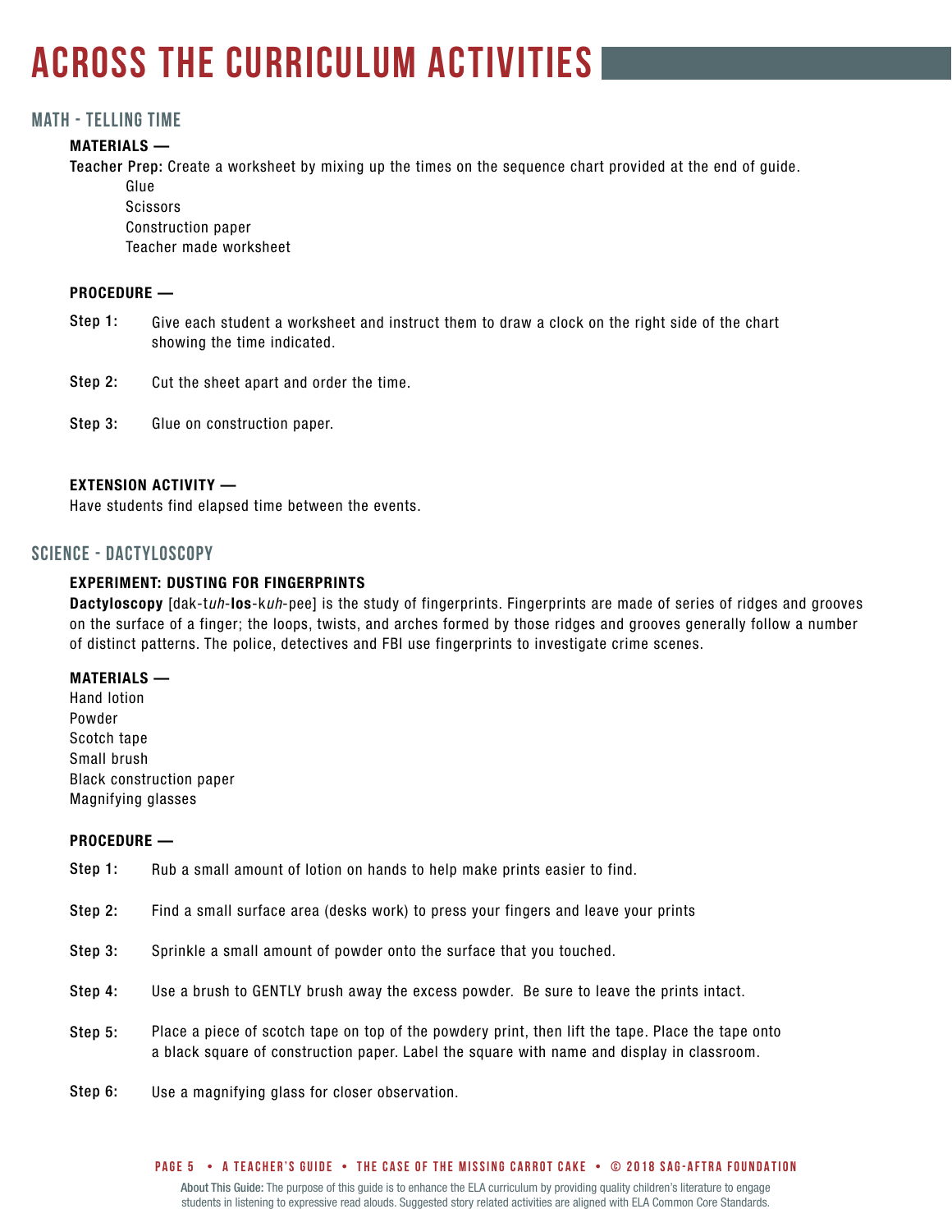# ACROSS THE CURRICULUM ACTIVITIES

## MATH - TELLING TIME

**MATERIALS —**

**Teacher Prep:** Create a worksheet by mixing up the times on the sequence chart provided at the end of guide.

- Glue
- Scissors
- Construction paper
- Teacher made worksheet

**PROCEDURE —**

**Step 1:** Give each student a worksheet and instruct them to draw a clock on the right side of the chart showing the time indicated.

**Step 2:** Cut the sheet apart and order the time.

**Step 3:** Glue on construction paper.

**EXTENSION ACTIVITY —**

Have students find elapsed time between the events.

## SCIENCE - DACTYLOSCOPY

**EXPERIMENT: DUSTING FOR FINGERPRINTS**

**Dactyloscopy** [dak-t*uh*-**los**-k*uh*-pee] is the study of fingerprints. Fingerprints are made of series of ridges and grooves on the surface of a finger; the loops, twists, and arches formed by those ridges and grooves generally follow a number of distinct patterns. The police, detectives and FBI use fingerprints to investigate crime scenes.

**MATERIALS —**

- Hand lotion
- Powder
- Scotch tape
- Small brush
- Black construction paper
- Magnifying glasses

**PROCEDURE —**

**Step 1:** Rub a small amount of lotion on hands to help make prints easier to find.

**Step 2:** Find a small surface area (desks work) to press your fingers and leave your prints

**Step 3:** Sprinkle a small amount of powder onto the surface that you touched.

**Step 4:** Use a brush to GENTLY brush away the excess powder. Be sure to leave the prints intact.

**Step 5:** Place a piece of scotch tape on top of the powdery print, then lift the tape. Place the tape onto a black square of construction paper. Label the square with name and display in classroom.

**Step 6:** Use a magnifying glass for closer observation.

About This Guide: The purpose of this guide is to enhance the ELA curriculum by providing quality children's literature to engage students in listening to expressive read alouds. Suggested story related activities are aligned with ELA Common Core Standards.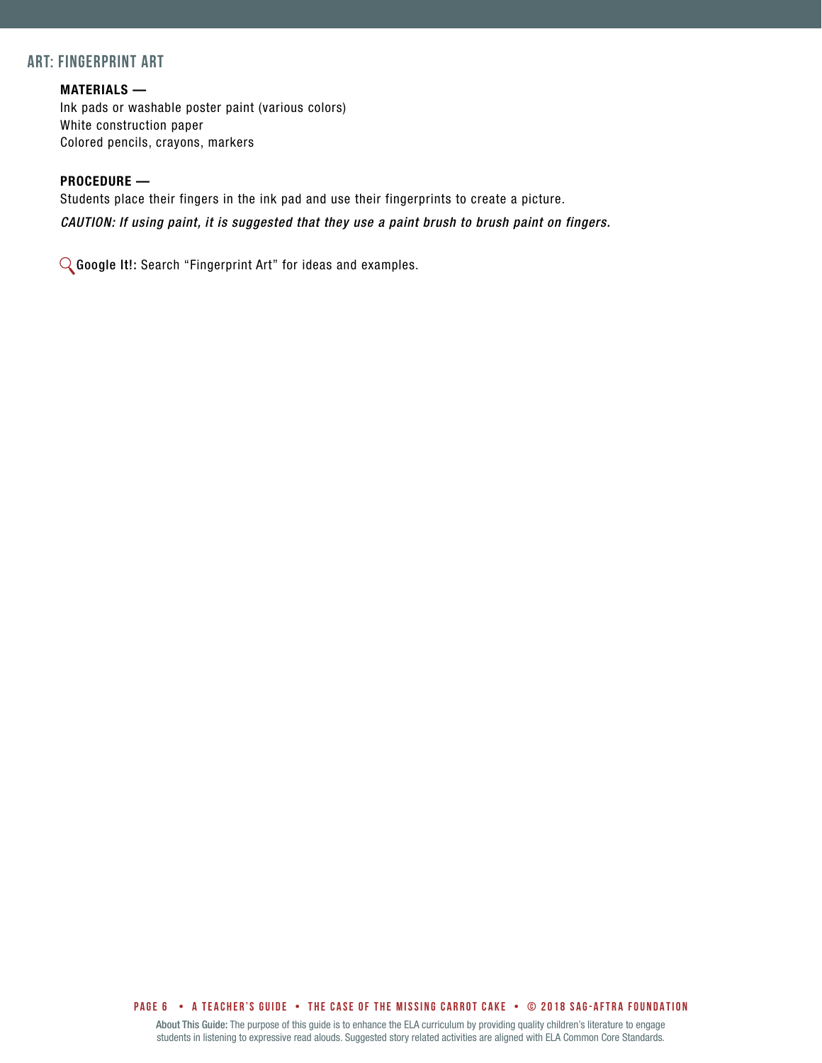## ART: FINGERPRINT ART

**MATERIALS —**

Ink pads or washable poster paint (various colors)
White construction paper
Colored pencils, crayons, markers

**PROCEDURE —**

Students place their fingers in the ink pad and use their fingerprints to create a picture.

***CAUTION: If using paint, it is suggested that they use a paint brush to brush paint on fingers.***

**Google It!:** Search "Fingerprint Art" for ideas and examples.

About This Guide: The purpose of this guide is to enhance the ELA curriculum by providing quality children's literature to engage students in listening to expressive read alouds. Suggested story related activities are aligned with ELA Common Core Standards.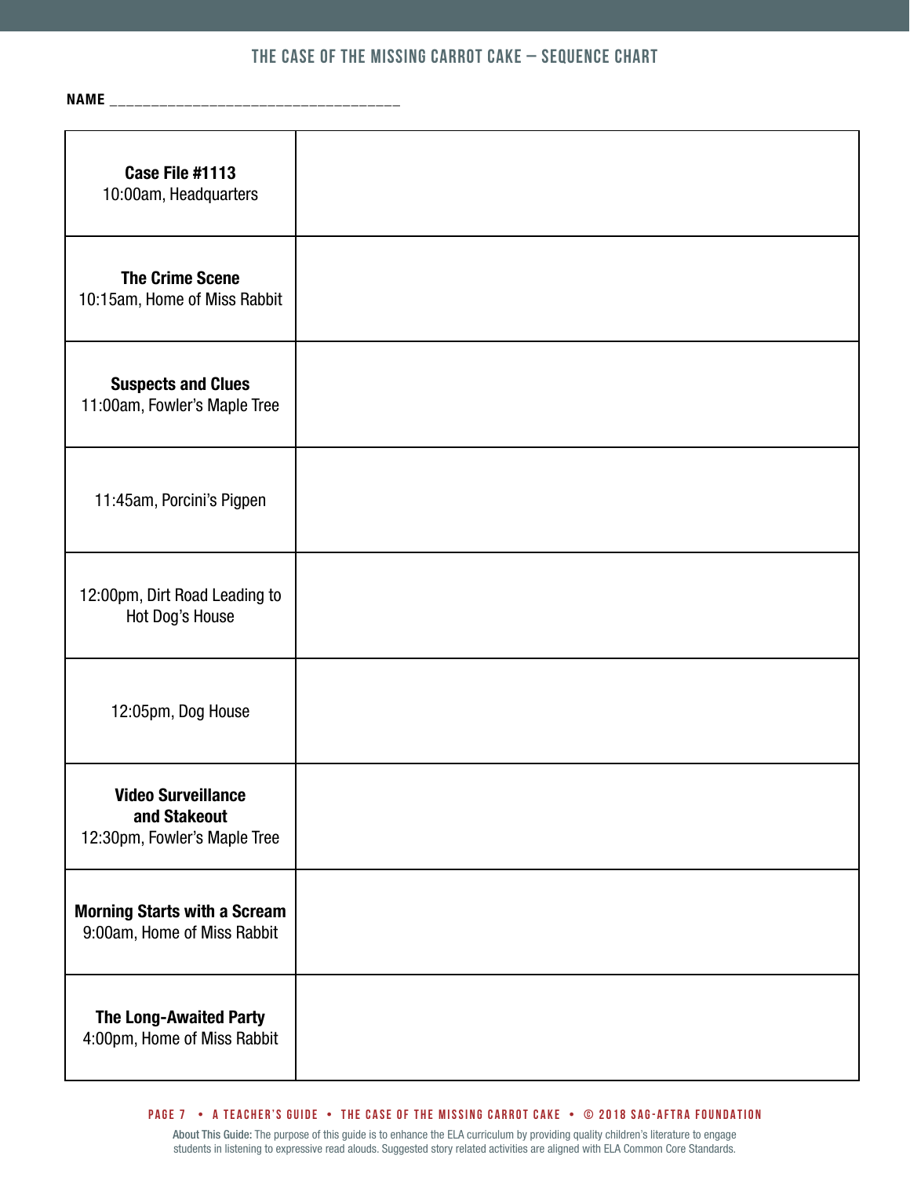## THE CASE OF THE MISSING CARROT CAKE – SEQUENCE CHART

**NAME** ___________________________________

| | |
|---|---|
| **Case File #1113**<br>10:00am, Headquarters | |
| **The Crime Scene**<br>10:15am, Home of Miss Rabbit | |
| **Suspects and Clues**<br>11:00am, Fowler's Maple Tree | |
| 11:45am, Porcini's Pigpen | |
| 12:00pm, Dirt Road Leading to Hot Dog's House | |
| 12:05pm, Dog House | |
| **Video Surveillance and Stakeout**<br>12:30pm, Fowler's Maple Tree | |
| **Morning Starts with a Scream**<br>9:00am, Home of Miss Rabbit | |
| **The Long-Awaited Party**<br>4:00pm, Home of Miss Rabbit | |

About This Guide: The purpose of this guide is to enhance the ELA curriculum by providing quality children's literature to engage students in listening to expressive read alouds. Suggested story related activities are aligned with ELA Common Core Standards.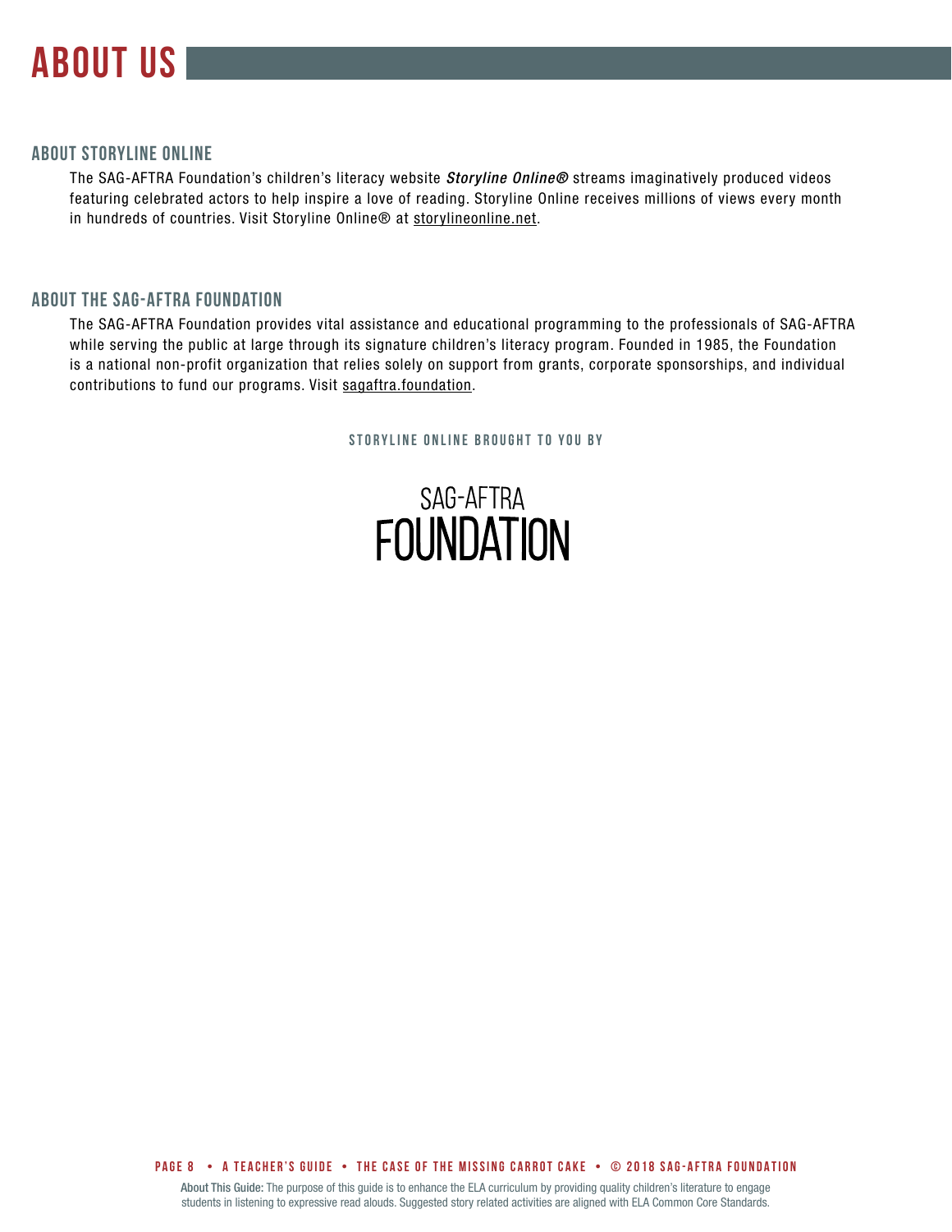# ABOUT US

## ABOUT STORYLINE ONLINE

The SAG-AFTRA Foundation's children's literacy website ***Storyline Online®*** streams imaginatively produced videos featuring celebrated actors to help inspire a love of reading. Storyline Online receives millions of views every month in hundreds of countries. Visit Storyline Online® at storylineonline.net.

## ABOUT THE SAG-AFTRA FOUNDATION

The SAG-AFTRA Foundation provides vital assistance and educational programming to the professionals of SAG-AFTRA while serving the public at large through its signature children's literacy program. Founded in 1985, the Foundation is a national non-profit organization that relies solely on support from grants, corporate sponsorships, and individual contributions to fund our programs. Visit sagaftra.foundation.

STORYLINE ONLINE BROUGHT TO YOU BY

SAG-AFTRA FOUNDATION

About This Guide: The purpose of this guide is to enhance the ELA curriculum by providing quality children's literature to engage students in listening to expressive read alouds. Suggested story related activities are aligned with ELA Common Core Standards.